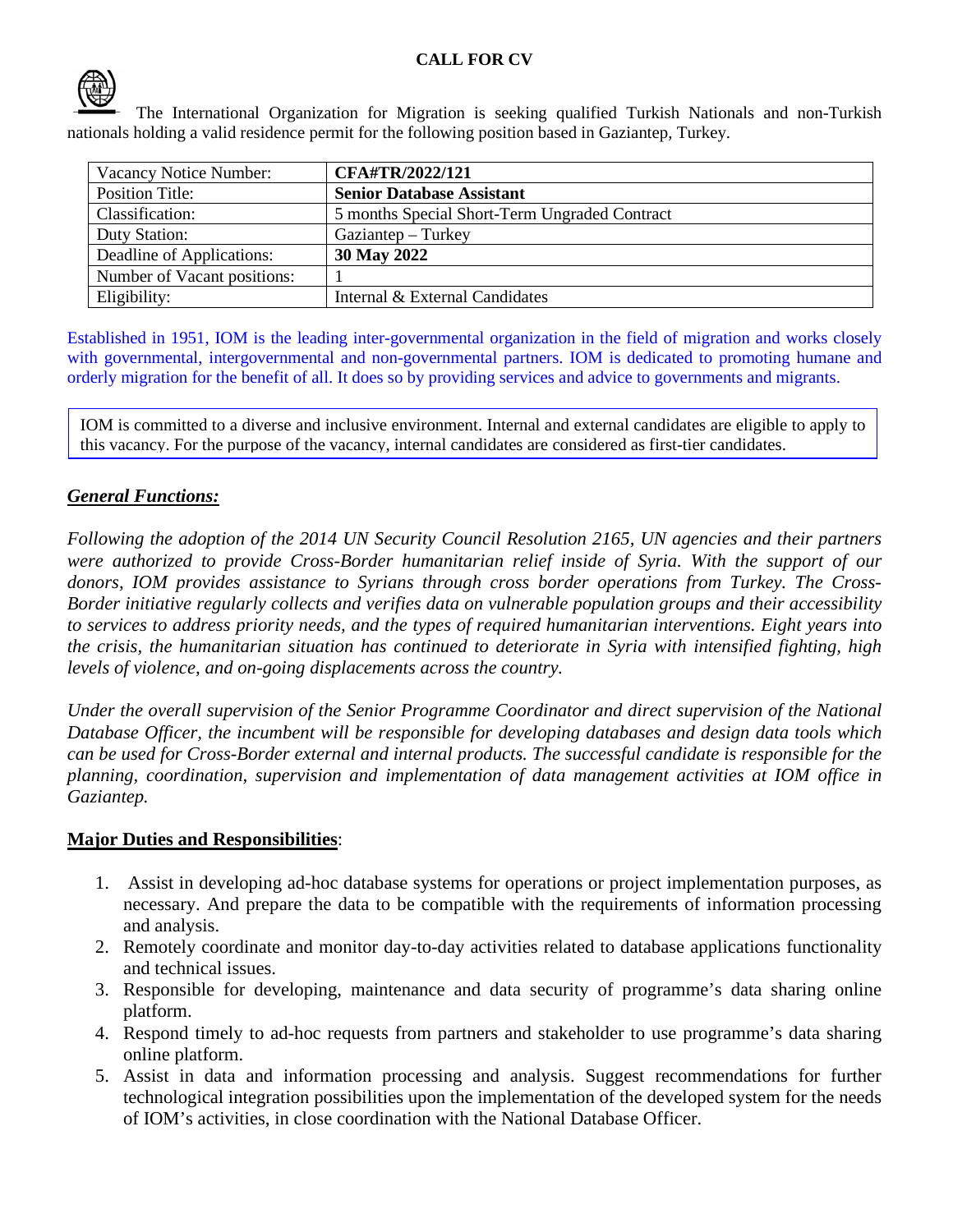**CALL FOR CV**

The International Organization for Migration is seeking qualified Turkish Nationals and non-Turkish nationals holding a valid residence permit for the following position based in Gaziantep, Turkey.

| Vacancy Notice Number: | **CFA#TR/2022/121** |
|---|---|
| Position Title: | **Senior Database Assistant** |
| Classification: | 5 months Special Short-Term Ungraded Contract |
| Duty Station: | Gaziantep – Turkey |
| Deadline of Applications: | **30 May 2022** |
| Number of Vacant positions: | 1 |
| Eligibility: | Internal & External Candidates |

Established in 1951, IOM is the leading inter-governmental organization in the field of migration and works closely with governmental, intergovernmental and non-governmental partners. IOM is dedicated to promoting humane and orderly migration for the benefit of all. It does so by providing services and advice to governments and migrants.

IOM is committed to a diverse and inclusive environment. Internal and external candidates are eligible to apply to this vacancy. For the purpose of the vacancy, internal candidates are considered as first-tier candidates.

***General Functions:***

*Following the adoption of the 2014 UN Security Council Resolution 2165, UN agencies and their partners were authorized to provide Cross-Border humanitarian relief inside of Syria. With the support of our donors, IOM provides assistance to Syrians through cross border operations from Turkey. The Cross-Border initiative regularly collects and verifies data on vulnerable population groups and their accessibility to services to address priority needs, and the types of required humanitarian interventions. Eight years into the crisis, the humanitarian situation has continued to deteriorate in Syria with intensified fighting, high levels of violence, and on-going displacements across the country.*

*Under the overall supervision of the Senior Programme Coordinator and direct supervision of the National Database Officer, the incumbent will be responsible for developing databases and design data tools which can be used for Cross-Border external and internal products. The successful candidate is responsible for the planning, coordination, supervision and implementation of data management activities at IOM office in Gaziantep.*

**Major Duties and Responsibilities**:

1. Assist in developing ad-hoc database systems for operations or project implementation purposes, as necessary. And prepare the data to be compatible with the requirements of information processing and analysis.
2. Remotely coordinate and monitor day-to-day activities related to database applications functionality and technical issues.
3. Responsible for developing, maintenance and data security of programme's data sharing online platform.
4. Respond timely to ad-hoc requests from partners and stakeholder to use programme's data sharing online platform.
5. Assist in data and information processing and analysis. Suggest recommendations for further technological integration possibilities upon the implementation of the developed system for the needs of IOM's activities, in close coordination with the National Database Officer.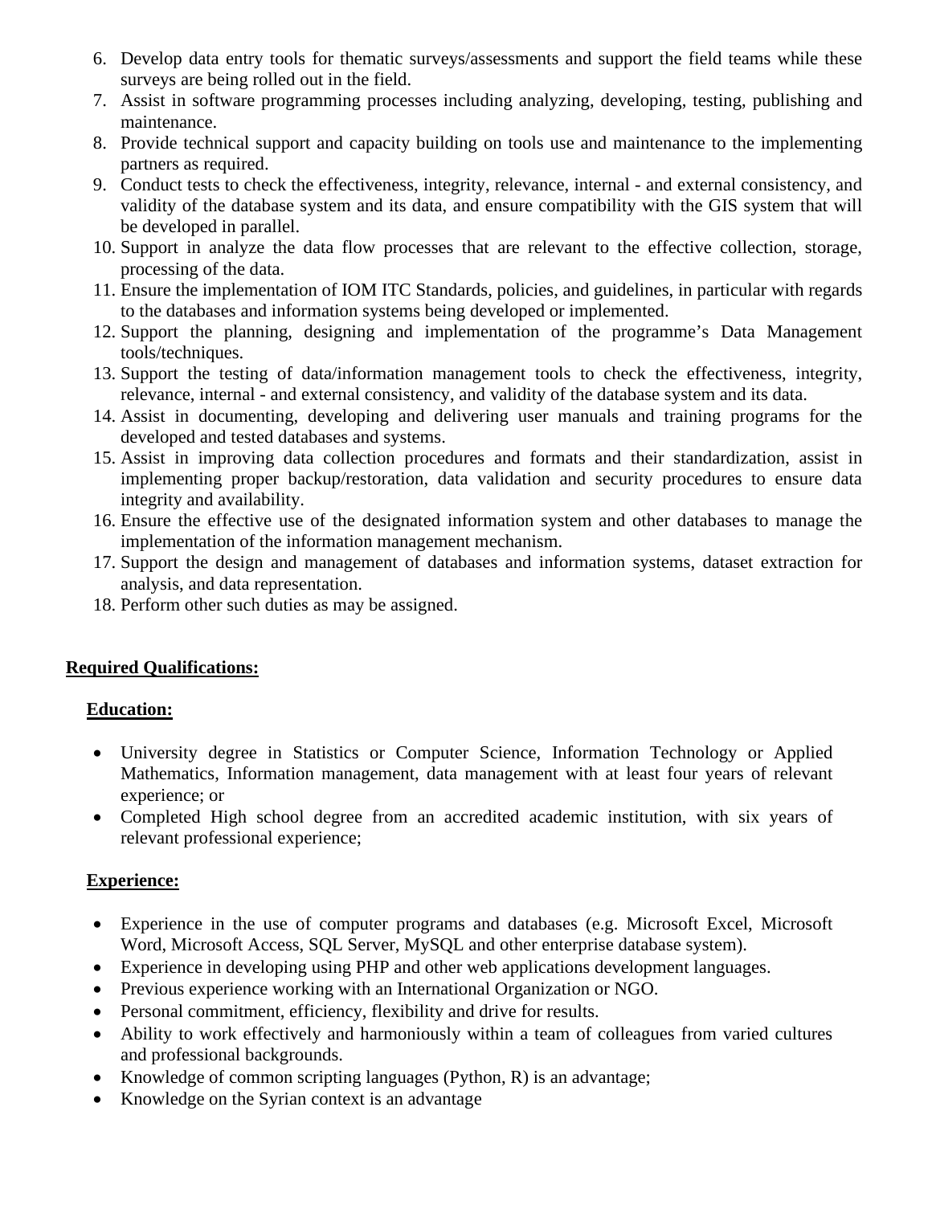6. Develop data entry tools for thematic surveys/assessments and support the field teams while these surveys are being rolled out in the field.
7. Assist in software programming processes including analyzing, developing, testing, publishing and maintenance.
8. Provide technical support and capacity building on tools use and maintenance to the implementing partners as required.
9. Conduct tests to check the effectiveness, integrity, relevance, internal - and external consistency, and validity of the database system and its data, and ensure compatibility with the GIS system that will be developed in parallel.
10. Support in analyze the data flow processes that are relevant to the effective collection, storage, processing of the data.
11. Ensure the implementation of IOM ITC Standards, policies, and guidelines, in particular with regards to the databases and information systems being developed or implemented.
12. Support the planning, designing and implementation of the programme's Data Management tools/techniques.
13. Support the testing of data/information management tools to check the effectiveness, integrity, relevance, internal - and external consistency, and validity of the database system and its data.
14. Assist in documenting, developing and delivering user manuals and training programs for the developed and tested databases and systems.
15. Assist in improving data collection procedures and formats and their standardization, assist in implementing proper backup/restoration, data validation and security procedures to ensure data integrity and availability.
16. Ensure the effective use of the designated information system and other databases to manage the implementation of the information management mechanism.
17. Support the design and management of databases and information systems, dataset extraction for analysis, and data representation.
18. Perform other such duties as may be assigned.

**Required Qualifications:**

**Education:**

- University degree in Statistics or Computer Science, Information Technology or Applied Mathematics, Information management, data management with at least four years of relevant experience; or
- Completed High school degree from an accredited academic institution, with six years of relevant professional experience;

**Experience:**

- Experience in the use of computer programs and databases (e.g. Microsoft Excel, Microsoft Word, Microsoft Access, SQL Server, MySQL and other enterprise database system).
- Experience in developing using PHP and other web applications development languages.
- Previous experience working with an International Organization or NGO.
- Personal commitment, efficiency, flexibility and drive for results.
- Ability to work effectively and harmoniously within a team of colleagues from varied cultures and professional backgrounds.
- Knowledge of common scripting languages (Python, R) is an advantage;
- Knowledge on the Syrian context is an advantage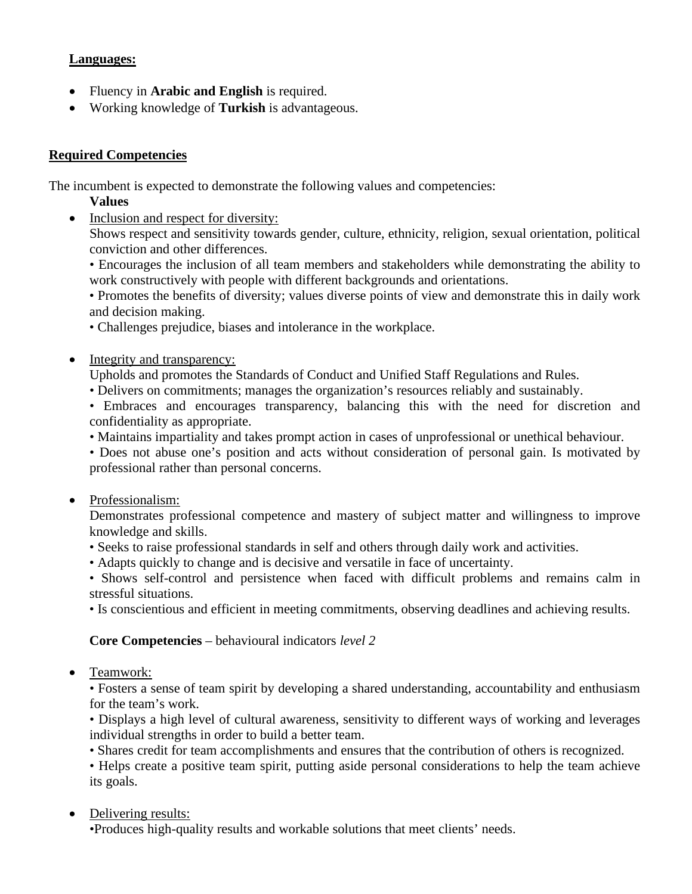**Languages:**

- Fluency in **Arabic and English** is required.
- Working knowledge of **Turkish** is advantageous.

**Required Competencies**

The incumbent is expected to demonstrate the following values and competencies:

**Values**

- Inclusion and respect for diversity:
  Shows respect and sensitivity towards gender, culture, ethnicity, religion, sexual orientation, political conviction and other differences.
  • Encourages the inclusion of all team members and stakeholders while demonstrating the ability to work constructively with people with different backgrounds and orientations.
  • Promotes the benefits of diversity; values diverse points of view and demonstrate this in daily work and decision making.
  • Challenges prejudice, biases and intolerance in the workplace.

- Integrity and transparency:
  Upholds and promotes the Standards of Conduct and Unified Staff Regulations and Rules.
  • Delivers on commitments; manages the organization's resources reliably and sustainably.
  • Embraces and encourages transparency, balancing this with the need for discretion and confidentiality as appropriate.
  • Maintains impartiality and takes prompt action in cases of unprofessional or unethical behaviour.
  • Does not abuse one's position and acts without consideration of personal gain. Is motivated by professional rather than personal concerns.

- Professionalism:
  Demonstrates professional competence and mastery of subject matter and willingness to improve knowledge and skills.
  • Seeks to raise professional standards in self and others through daily work and activities.
  • Adapts quickly to change and is decisive and versatile in face of uncertainty.
  • Shows self-control and persistence when faced with difficult problems and remains calm in stressful situations.
  • Is conscientious and efficient in meeting commitments, observing deadlines and achieving results.

**Core Competencies** – behavioural indicators *level 2*

- Teamwork:
  • Fosters a sense of team spirit by developing a shared understanding, accountability and enthusiasm for the team's work.
  • Displays a high level of cultural awareness, sensitivity to different ways of working and leverages individual strengths in order to build a better team.
  • Shares credit for team accomplishments and ensures that the contribution of others is recognized.
  • Helps create a positive team spirit, putting aside personal considerations to help the team achieve its goals.

- Delivering results:
  •Produces high-quality results and workable solutions that meet clients' needs.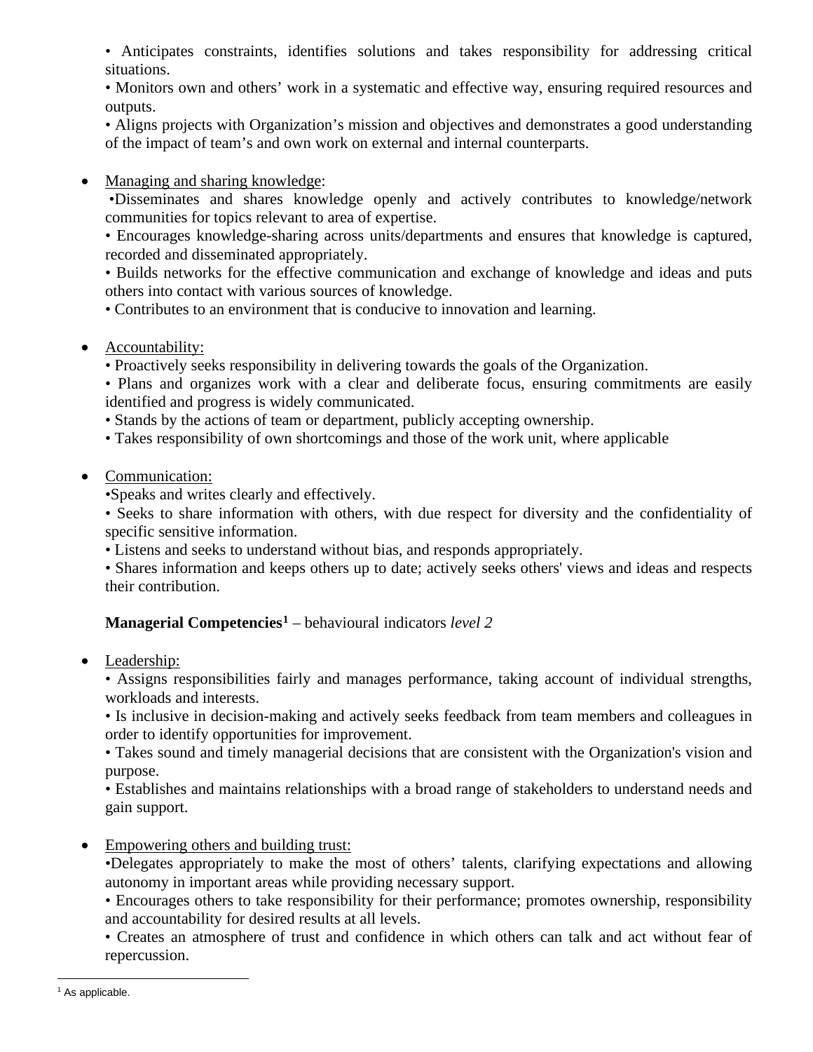• Anticipates constraints, identifies solutions and takes responsibility for addressing critical situations.

• Monitors own and others' work in a systematic and effective way, ensuring required resources and outputs.

• Aligns projects with Organization's mission and objectives and demonstrates a good understanding of the impact of team's and own work on external and internal counterparts.

- Managing and sharing knowledge:

  •Disseminates and shares knowledge openly and actively contributes to knowledge/network communities for topics relevant to area of expertise.

  • Encourages knowledge-sharing across units/departments and ensures that knowledge is captured, recorded and disseminated appropriately.

  • Builds networks for the effective communication and exchange of knowledge and ideas and puts others into contact with various sources of knowledge.

  • Contributes to an environment that is conducive to innovation and learning.

- Accountability:

  • Proactively seeks responsibility in delivering towards the goals of the Organization.

  • Plans and organizes work with a clear and deliberate focus, ensuring commitments are easily identified and progress is widely communicated.

  • Stands by the actions of team or department, publicly accepting ownership.

  • Takes responsibility of own shortcomings and those of the work unit, where applicable

- Communication:

  •Speaks and writes clearly and effectively.

  • Seeks to share information with others, with due respect for diversity and the confidentiality of specific sensitive information.

  • Listens and seeks to understand without bias, and responds appropriately.

  • Shares information and keeps others up to date; actively seeks others' views and ideas and respects their contribution.

**Managerial Competencies**[1] – behavioural indicators *level 2*

- Leadership:

  • Assigns responsibilities fairly and manages performance, taking account of individual strengths, workloads and interests.

  • Is inclusive in decision-making and actively seeks feedback from team members and colleagues in order to identify opportunities for improvement.

  • Takes sound and timely managerial decisions that are consistent with the Organization's vision and purpose.

  • Establishes and maintains relationships with a broad range of stakeholders to understand needs and gain support.

- Empowering others and building trust:

  •Delegates appropriately to make the most of others' talents, clarifying expectations and allowing autonomy in important areas while providing necessary support.

  • Encourages others to take responsibility for their performance; promotes ownership, responsibility and accountability for desired results at all levels.

  • Creates an atmosphere of trust and confidence in which others can talk and act without fear of repercussion.

[1] As applicable.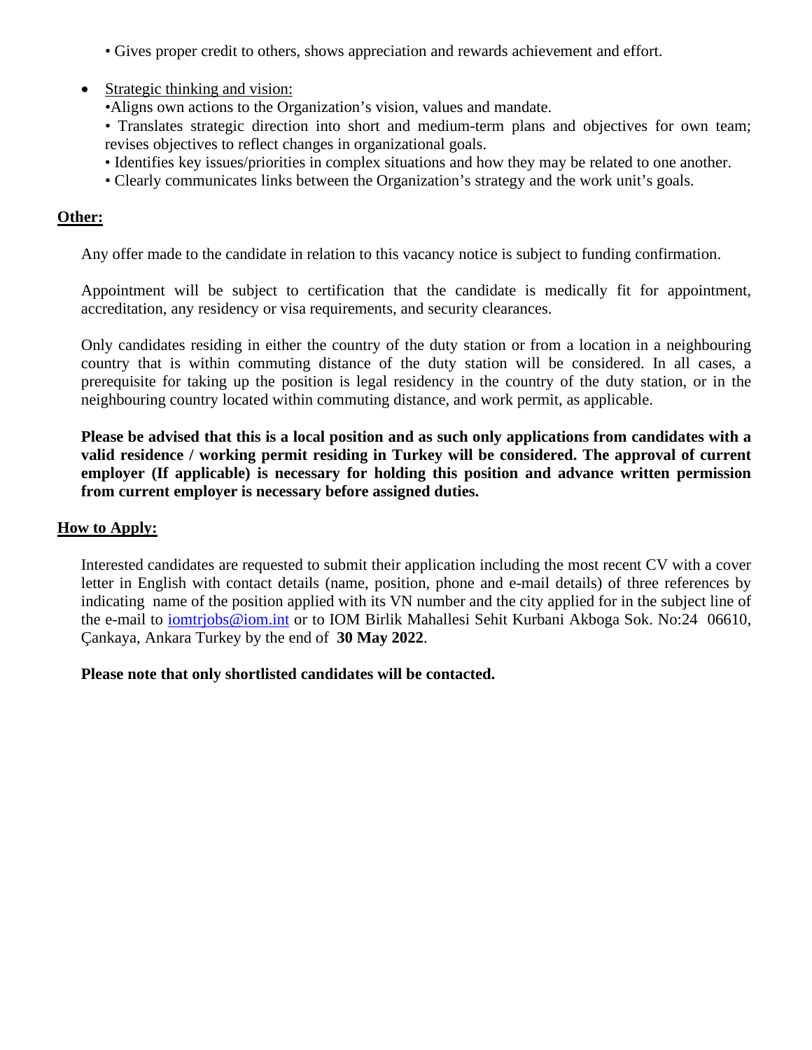• Gives proper credit to others, shows appreciation and rewards achievement and effort.

- Strategic thinking and vision:
  •Aligns own actions to the Organization's vision, values and mandate.
  • Translates strategic direction into short and medium-term plans and objectives for own team; revises objectives to reflect changes in organizational goals.
  • Identifies key issues/priorities in complex situations and how they may be related to one another.
  • Clearly communicates links between the Organization's strategy and the work unit's goals.

**Other:**

Any offer made to the candidate in relation to this vacancy notice is subject to funding confirmation.

Appointment will be subject to certification that the candidate is medically fit for appointment, accreditation, any residency or visa requirements, and security clearances.

Only candidates residing in either the country of the duty station or from a location in a neighbouring country that is within commuting distance of the duty station will be considered. In all cases, a prerequisite for taking up the position is legal residency in the country of the duty station, or in the neighbouring country located within commuting distance, and work permit, as applicable.

**Please be advised that this is a local position and as such only applications from candidates with a valid residence / working permit residing in Turkey will be considered. The approval of current employer (If applicable) is necessary for holding this position and advance written permission from current employer is necessary before assigned duties.**

**How to Apply:**

Interested candidates are requested to submit their application including the most recent CV with a cover letter in English with contact details (name, position, phone and e-mail details) of three references by indicating name of the position applied with its VN number and the city applied for in the subject line of the e-mail to iomtrjobs@iom.int or to IOM Birlik Mahallesi Sehit Kurbani Akboga Sok. No:24 06610, Çankaya, Ankara Turkey by the end of **30 May 2022**.

**Please note that only shortlisted candidates will be contacted.**